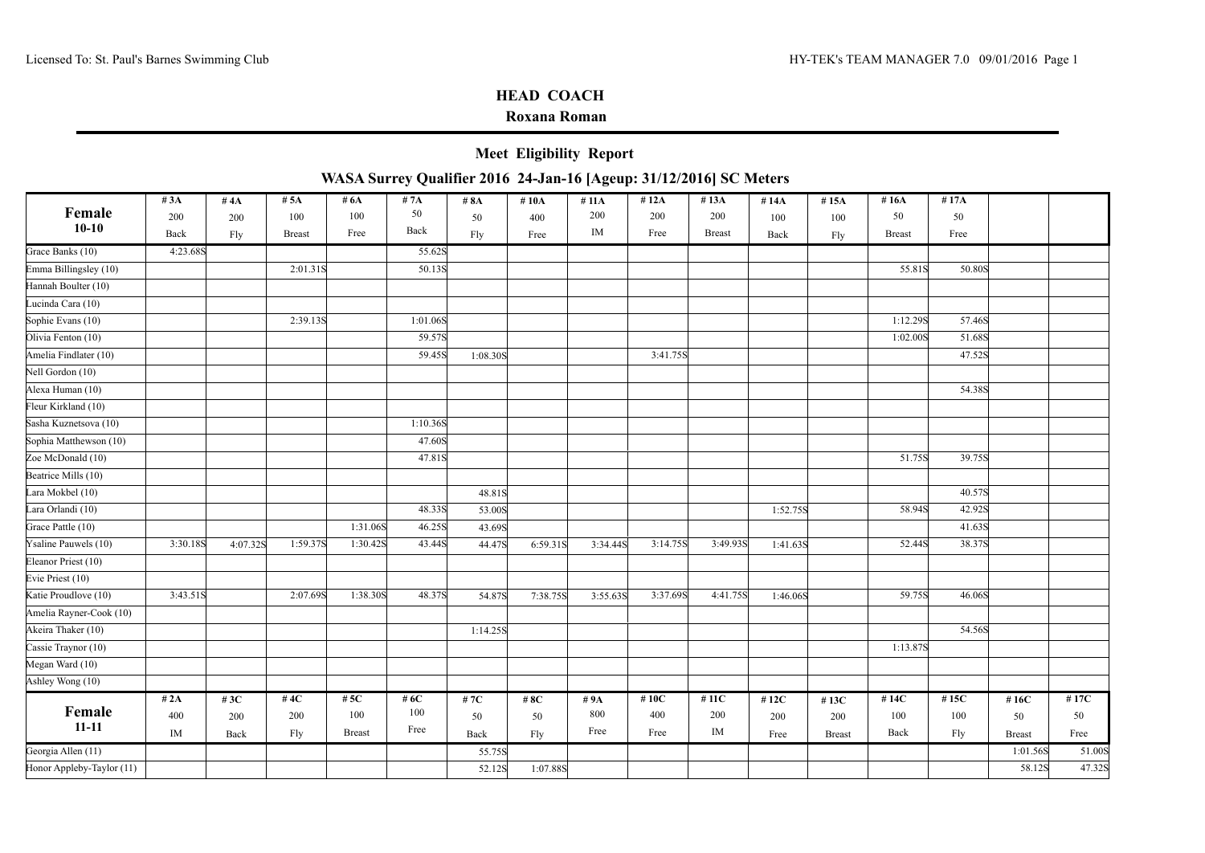## HEAD COACH

**Roxana Roman**

## Meet Eligibility Report

### WASA Surrey Qualifier 2016 24-Jan-16 [Ageup: 31/12/2016] SC Meters

| Female 10-10 | #3A 200 Back | #4A 200 Fly | #5A 100 Breast | #6A 100 Free | #7A 50 Back | #8A 50 Fly | #10A 400 Free | #11A 200 IM | #12A 200 Free | #13A 200 Breast | #14A 100 Back | #15A 100 Fly | #16A 50 Breast | #17A 50 Free | | |
|---|---|---|---|---|---|---|---|---|---|---|---|---|---|---|---|---|
| Grace Banks (10) | 4:23.68S | | | | 55.62S | | | | | | | | | | | |
| Emma Billingsley (10) | | | 2:01.31S | | 50.13S | | | | | | | | 55.81S | 50.80S | | |
| Hannah Boulter (10) | | | | | | | | | | | | | | | | |
| Lucinda Cara (10) | | | | | | | | | | | | | | | | |
| Sophie Evans (10) | | | 2:39.13S | | 1:01.06S | | | | | | | | 1:12.29S | 57.46S | | |
| Olivia Fenton (10) | | | | | 59.57S | | | | | | | | 1:02.00S | 51.68S | | |
| Amelia Findlater (10) | | | | | 59.45S | 1:08.30S | | | 3:41.75S | | | | | 47.52S | | |
| Nell Gordon (10) | | | | | | | | | | | | | | | | |
| Alexa Human (10) | | | | | | | | | | | | | | 54.38S | | |
| Fleur Kirkland (10) | | | | | | | | | | | | | | | | |
| Sasha Kuznetsova (10) | | | | | 1:10.36S | | | | | | | | | | | |
| Sophia Matthewson (10) | | | | | 47.60S | | | | | | | | | | | |
| Zoe McDonald (10) | | | | | 47.81S | | | | | | | | 51.75S | 39.75S | | |
| Beatrice Mills (10) | | | | | | | | | | | | | | | | |
| Lara Mokbel (10) | | | | | | 48.81S | | | | | | | | 40.57S | | |
| Lara Orlandi (10) | | | | | 48.33S | 53.00S | | | | | 1:52.75S | | 58.94S | 42.92S | | |
| Grace Pattle (10) | | | | 1:31.06S | 46.25S | 43.69S | | | | | | | | 41.63S | | |
| Ysaline Pauwels (10) | 3:30.18S | 4:07.32S | 1:59.37S | 1:30.42S | 43.44S | 44.47S | 6:59.31S | 3:34.44S | 3:14.75S | 3:49.93S | 1:41.63S | | 52.44S | 38.37S | | |
| Eleanor Priest (10) | | | | | | | | | | | | | | | | |
| Evie Priest (10) | | | | | | | | | | | | | | | | |
| Katie Proudlove (10) | 3:43.51S | | 2:07.69S | 1:38.30S | 48.37S | 54.87S | 7:38.75S | 3:55.63S | 3:37.69S | 4:41.75S | 1:46.06S | | 59.75S | 46.06S | | |
| Amelia Rayner-Cook (10) | | | | | | | | | | | | | | | | |
| Akeira Thaker (10) | | | | | | 1:14.25S | | | | | | | | 54.56S | | |
| Cassie Traynor (10) | | | | | | | | | | | | | 1:13.87S | | | |
| Megan Ward (10) | | | | | | | | | | | | | | | | |
| Ashley Wong (10) | | | | | | | | | | | | | | | | |
| **Female 11-11** | **#2A 400 IM** | **#3C 200 Back** | **#4C 200 Fly** | **#5C 100 Breast** | **#6C 100 Free** | **#7C 50 Back** | **#8C 50 Fly** | **#9A 800 Free** | **#10C 400 Free** | **#11C 200 IM** | **#12C 200 Free** | **#13C 200 Breast** | **#14C 100 Back** | **#15C 100 Fly** | **#16C 50 Breast** | **#17C 50 Free** |
| Georgia Allen (11) | | | | | | 55.75S | | | | | | | | | 1:01.56S | 51.00S |
| Honor Appleby-Taylor (11) | | | | | | 52.12S | 1:07.88S | | | | | | | | 58.12S | 47.32S |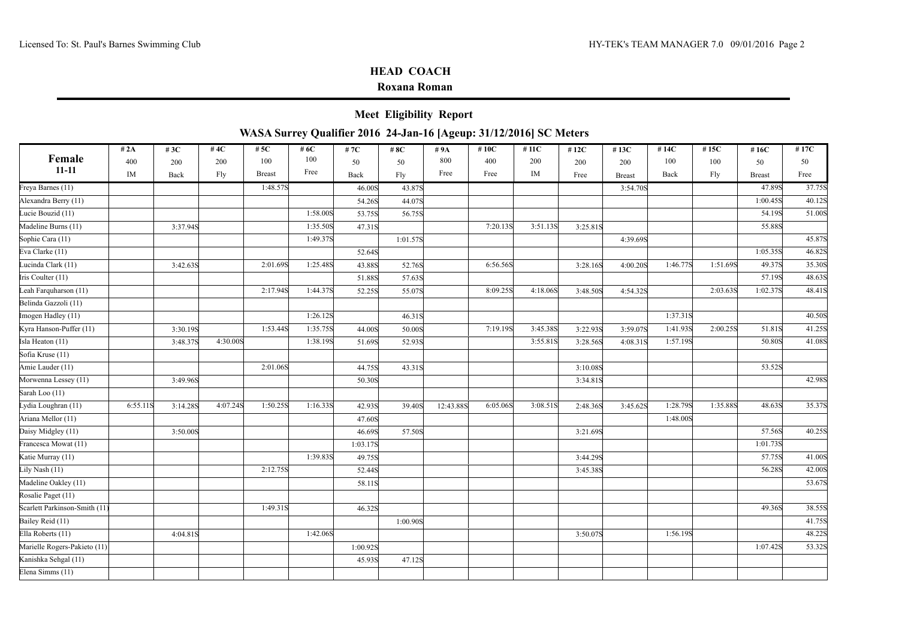## HEAD COACH

**Roxana Roman**

### Meet Eligibility Report

### WASA Surrey Qualifier 2016 24-Jan-16 [Ageup: 31/12/2016] SC Meters

| Female 11-11 | #2A 400 IM | #3C 200 Back | #4C 200 Fly | #5C 100 Breast | #6C 100 Free | #7C 50 Back | #8C 50 Fly | #9A 800 Free | #10C 400 Free | #11C 200 IM | #12C 200 Free | #13C 200 Breast | #14C 100 Back | #15C 100 Fly | #16C 50 Breast | #17C 50 Free |
|---|---|---|---|---|---|---|---|---|---|---|---|---|---|---|---|---|
| Freya Barnes (11) | | | | 1:48.57S | | 46.00S | 43.87S | | | | | 3:54.70S | | | 47.89S | 37.75S |
| Alexandra Berry (11) | | | | | | 54.26S | 44.07S | | | | | | | | 1:00.45S | 40.12S |
| Lucie Bouzid (11) | | | | | 1:58.00S | 53.75S | 56.75S | | | | | | | | 54.19S | 51.00S |
| Madeline Burns (11) | | 3:37.94S | | | 1:35.50S | 47.31S | | | 7:20.13S | 3:51.13S | 3:25.81S | | | | 55.88S | |
| Sophie Cara (11) | | | | | 1:49.37S | | 1:01.57S | | | | | 4:39.69S | | | | 45.87S |
| Eva Clarke (11) | | | | | | 52.64S | | | | | | | | | 1:05.35S | 46.82S |
| Lucinda Clark (11) | | 3:42.63S | | 2:01.69S | 1:25.48S | 43.88S | 52.76S | | 6:56.56S | | 3:28.16S | 4:00.20S | 1:46.77S | 1:51.69S | 49.37S | 35.30S |
| Iris Coulter (11) | | | | | | 51.88S | 57.63S | | | | | | | | 57.19S | 48.63S |
| Leah Farquharson (11) | | | | 2:17.94S | 1:44.37S | 52.25S | 55.07S | | 8:09.25S | 4:18.06S | 3:48.50S | 4:54.32S | | 2:03.63S | 1:02.37S | 48.41S |
| Belinda Gazzoli (11) | | | | | | | | | | | | | | | | |
| Imogen Hadley (11) | | | | | 1:26.12S | | 46.31S | | | | | | 1:37.31S | | | 40.50S |
| Kyra Hanson-Puffer (11) | | 3:30.19S | | 1:53.44S | 1:35.75S | 44.00S | 50.00S | | 7:19.19S | 3:45.38S | 3:22.93S | 3:59.07S | 1:41.93S | 2:00.25S | 51.81S | 41.25S |
| Isla Heaton (11) | | 3:48.37S | 4:30.00S | | 1:38.19S | 51.69S | 52.93S | | | 3:55.81S | 3:28.56S | 4:08.31S | 1:57.19S | | 50.80S | 41.08S |
| Sofia Kruse (11) | | | | | | | | | | | | | | | | |
| Amie Lauder (11) | | | | 2:01.06S | | 44.75S | 43.31S | | | | 3:10.08S | | | | 53.52S | |
| Morwenna Lessey (11) | | 3:49.96S | | | | 50.30S | | | | | 3:34.81S | | | | | 42.98S |
| Sarah Loo (11) | | | | | | | | | | | | | | | | |
| Lydia Loughran (11) | 6:55.11S | 3:14.28S | 4:07.24S | 1:50.25S | 1:16.33S | 42.93S | 39.40S | 12:43.88S | 6:05.06S | 3:08.51S | 2:48.36S | 3:45.62S | 1:28.79S | 1:35.88S | 48.63S | 35.37S |
| Ariana Mellor (11) | | | | | | 47.60S | | | | | | | 1:48.00S | | | |
| Daisy Midgley (11) | | 3:50.00S | | | | 46.69S | 57.50S | | | | 3:21.69S | | | | 57.56S | 40.25S |
| Francesca Mowat (11) | | | | | | 1:03.17S | | | | | | | | | 1:01.73S | |
| Katie Murray (11) | | | | | 1:39.83S | 49.75S | | | | | 3:44.29S | | | | 57.75S | 41.00S |
| Lily Nash (11) | | | | 2:12.75S | | 52.44S | | | | | 3:45.38S | | | | 56.28S | 42.00S |
| Madeline Oakley (11) | | | | | | 58.11S | | | | | | | | | | 53.67S |
| Rosalie Paget (11) | | | | | | | | | | | | | | | | |
| Scarlett Parkinson-Smith (11) | | | | 1:49.31S | | 46.32S | | | | | | | | | 49.36S | 38.55S |
| Bailey Reid (11) | | | | | | | 1:00.90S | | | | | | | | | 41.75S |
| Ella Roberts (11) | | 4:04.81S | | | 1:42.06S | | | | | | 3:50.07S | | 1:56.19S | | | 48.22S |
| Marielle Rogers-Pakieto (11) | | | | | | 1:00.92S | | | | | | | | | 1:07.42S | 53.32S |
| Kanishka Sehgal (11) | | | | | | 45.93S | 47.12S | | | | | | | | | |
| Elena Simms (11) | | | | | | | | | | | | | | | | |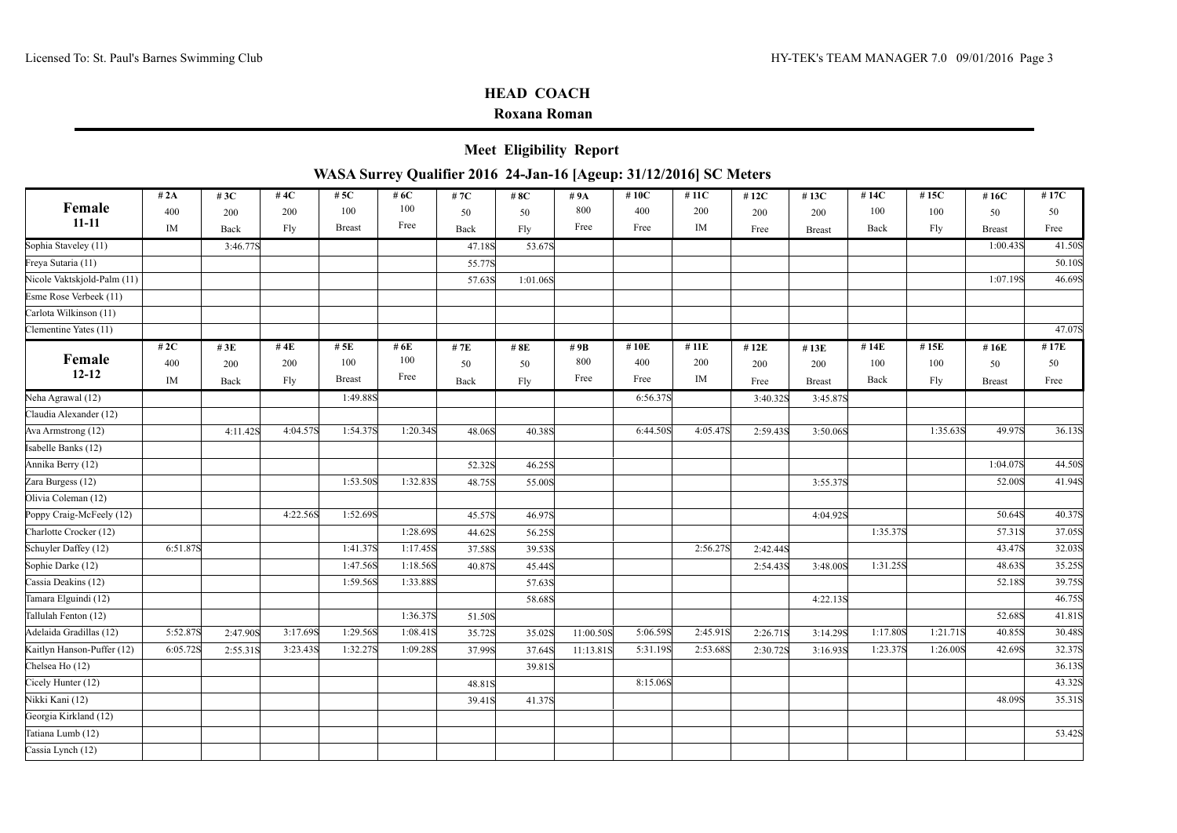## HEAD COACH

**Roxana Roman**

### Meet Eligibility Report

### WASA Surrey Qualifier 2016 24-Jan-16 [Ageup: 31/12/2016] SC Meters

| Female 11-11 | #2A 400 IM | #3C 200 Back | #4C 200 Fly | #5C 100 Breast | #6C 100 Free | #7C 50 Back | #8C 50 Fly | #9A 800 Free | #10C 400 Free | #11C 200 IM | #12C 200 Free | #13C 200 Breast | #14C 100 Back | #15C 100 Fly | #16C 50 Breast | #17C 50 Free |
|---|---|---|---|---|---|---|---|---|---|---|---|---|---|---|---|---|
| Sophia Staveley (11) | | 3:46.77S | | | | 47.18S | 53.67S | | | | | | | | 1:00.43S | 41.50S |
| Freya Sutaria (11) | | | | | | 55.77S | | | | | | | | | | 50.10S |
| Nicole Vaktskjold-Palm (11) | | | | | | 57.63S | 1:01.06S | | | | | | | | 1:07.19S | 46.69S |
| Esme Rose Verbeek (11) | | | | | | | | | | | | | | | | |
| Carlota Wilkinson (11) | | | | | | | | | | | | | | | | |
| Clementine Yates (11) | | | | | | | | | | | | | | | | 47.07S |
| **Female 12-12** | **#2C 400 IM** | **#3E 200 Back** | **#4E 200 Fly** | **#5E 100 Breast** | **#6E 100 Free** | **#7E 50 Back** | **#8E 50 Fly** | **#9B 800 Free** | **#10E 400 Free** | **#11E 200 IM** | **#12E 200 Free** | **#13E 200 Breast** | **#14E 100 Back** | **#15E 100 Fly** | **#16E 50 Breast** | **#17E 50 Free** |
| Neha Agrawal (12) | | | | 1:49.88S | | | | | 6:56.37S | | 3:40.32S | 3:45.87S | | | | |
| Claudia Alexander (12) | | | | | | | | | | | | | | | | |
| Ava Armstrong (12) | | 4:11.42S | 4:04.57S | 1:54.37S | 1:20.34S | 48.06S | 40.38S | | 6:44.50S | 4:05.47S | 2:59.43S | 3:50.06S | | 1:35.63S | 49.97S | 36.13S |
| Isabelle Banks (12) | | | | | | | | | | | | | | | | |
| Annika Berry (12) | | | | | | 52.32S | 46.25S | | | | | | | | 1:04.07S | 44.50S |
| Zara Burgess (12) | | | | 1:53.50S | 1:32.83S | 48.75S | 55.00S | | | | | 3:55.37S | | | 52.00S | 41.94S |
| Olivia Coleman (12) | | | | | | | | | | | | | | | | |
| Poppy Craig-McFeely (12) | | | 4:22.56S | 1:52.69S | | 45.57S | 46.97S | | | | | 4:04.92S | | | 50.64S | 40.37S |
| Charlotte Crocker (12) | | | | | 1:28.69S | 44.62S | 56.25S | | | | | | 1:35.37S | | 57.31S | 37.05S |
| Schuyler Daffey (12) | 6:51.87S | | | 1:41.37S | 1:17.45S | 37.58S | 39.53S | | | 2:56.27S | 2:42.44S | | | | 43.47S | 32.03S |
| Sophie Darke (12) | | | | 1:47.56S | 1:18.56S | 40.87S | 45.44S | | | | 2:54.43S | 3:48.00S | 1:31.25S | | 48.63S | 35.25S |
| Cassia Deakins (12) | | | | 1:59.56S | 1:33.88S | | 57.63S | | | | | | | | 52.18S | 39.75S |
| Tamara Elguindi (12) | | | | | | | 58.68S | | | | | 4:22.13S | | | | 46.75S |
| Tallulah Fenton (12) | | | | | 1:36.37S | 51.50S | | | | | | | | | 52.68S | 41.81S |
| Adelaida Gradillas (12) | 5:52.87S | 2:47.90S | 3:17.69S | 1:29.56S | 1:08.41S | 35.72S | 35.02S | 11:00.50S | 5:06.59S | 2:45.91S | 2:26.71S | 3:14.29S | 1:17.80S | 1:21.71S | 40.85S | 30.48S |
| Kaitlyn Hanson-Puffer (12) | 6:05.72S | 2:55.31S | 3:23.43S | 1:32.27S | 1:09.28S | 37.99S | 37.64S | 11:13.81S | 5:31.19S | 2:53.68S | 2:30.72S | 3:16.93S | 1:23.37S | 1:26.00S | 42.69S | 32.37S |
| Chelsea Ho (12) | | | | | | | 39.81S | | | | | | | | | 36.13S |
| Cicely Hunter (12) | | | | | | 48.81S | | | 8:15.06S | | | | | | | 43.32S |
| Nikki Kani (12) | | | | | | 39.41S | 41.37S | | | | | | | | 48.09S | 35.31S |
| Georgia Kirkland (12) | | | | | | | | | | | | | | | | |
| Tatiana Lumb (12) | | | | | | | | | | | | | | | | 53.42S |
| Cassia Lynch (12) | | | | | | | | | | | | | | | | |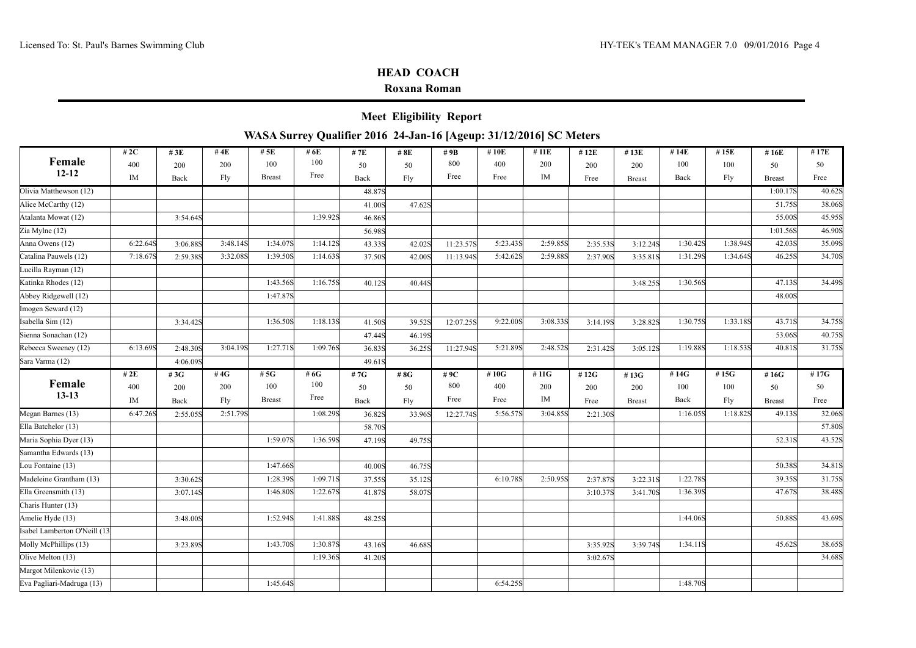## HEAD COACH

**Roxana Roman**

### Meet Eligibility Report

### WASA Surrey Qualifier 2016 24-Jan-16 [Ageup: 31/12/2016] SC Meters

| Female 12-12 | #2C 400 IM | #3E 200 Back | #4E 200 Fly | #5E 100 Breast | #6E 100 Free | #7E 50 Back | #8E 50 Fly | #9B 800 Free | #10E 400 Free | #11E 200 IM | #12E 200 Free | #13E 200 Breast | #14E 100 Back | #15E 100 Fly | #16E 50 Breast | #17E 50 Free |
|---|---|---|---|---|---|---|---|---|---|---|---|---|---|---|---|---|
| Olivia Matthewson (12) | | | | | | 48.87S | | | | | | | | | 1:00.17S | 40.62S |
| Alice McCarthy (12) | | | | | | 41.00S | 47.62S | | | | | | | | 51.75S | 38.06S |
| Atalanta Mowat (12) | | 3:54.64S | | | 1:39.92S | 46.86S | | | | | | | | | 55.00S | 45.95S |
| Zia Mylne (12) | | | | | | 56.98S | | | | | | | | | 1:01.56S | 46.90S |
| Anna Owens (12) | 6:22.64S | 3:06.88S | 3:48.14S | 1:34.07S | 1:14.12S | 43.33S | 42.02S | 11:23.57S | 5:23.43S | 2:59.85S | 2:35.53S | 3:12.24S | 1:30.42S | 1:38.94S | 42.03S | 35.09S |
| Catalina Pauwels (12) | 7:18.67S | 2:59.38S | 3:32.08S | 1:39.50S | 1:14.63S | 37.50S | 42.00S | 11:13.94S | 5:42.62S | 2:59.88S | 2:37.90S | 3:35.81S | 1:31.29S | 1:34.64S | 46.25S | 34.70S |
| Lucilla Rayman (12) | | | | | | | | | | | | | | | | |
| Katinka Rhodes (12) | | | | 1:43.56S | 1:16.75S | 40.12S | 40.44S | | | | | 3:48.25S | 1:30.56S | | 47.13S | 34.49S |
| Abbey Ridgewell (12) | | | | 1:47.87S | | | | | | | | | | | 48.00S | |
| Imogen Seward (12) | | | | | | | | | | | | | | | | |
| Isabella Sim (12) | | 3:34.42S | | 1:36.50S | 1:18.13S | 41.50S | 39.52S | 12:07.25S | 9:22.00S | 3:08.33S | 3:14.19S | 3:28.82S | 1:30.75S | 1:33.18S | 43.71S | 34.75S |
| Sienna Sonachan (12) | | | | | | 47.44S | 46.19S | | | | | | | | 53.06S | 40.75S |
| Rebecca Sweeney (12) | 6:13.69S | 2:48.30S | 3:04.19S | 1:27.71S | 1:09.76S | 36.83S | 36.25S | 11:27.94S | 5:21.89S | 2:48.52S | 2:31.42S | 3:05.12S | 1:19.88S | 1:18.53S | 40.81S | 31.75S |
| Sara Varma (12) | | 4:06.09S | | | | 49.61S | | | | | | | | | | |
| **Female 13-13** | **#2E 400 IM** | **#3G 200 Back** | **#4G 200 Fly** | **#5G 100 Breast** | **#6G 100 Free** | **#7G 50 Back** | **#8G 50 Fly** | **#9C 800 Free** | **#10G 400 Free** | **#11G 200 IM** | **#12G 200 Free** | **#13G 200 Breast** | **#14G 100 Back** | **#15G 100 Fly** | **#16G 50 Breast** | **#17G 50 Free** |
| Megan Barnes (13) | 6:47.26S | 2:55.05S | 2:51.79S | | 1:08.29S | 36.82S | 33.96S | 12:27.74S | 5:56.57S | 3:04.85S | 2:21.30S | | 1:16.05S | 1:18.82S | 49.13S | 32.06S |
| Ella Batchelor (13) | | | | | | 58.70S | | | | | | | | | | 57.80S |
| Maria Sophia Dyer (13) | | | | 1:59.07S | 1:36.59S | 47.19S | 49.75S | | | | | | | | 52.31S | 43.52S |
| Samantha Edwards (13) | | | | | | | | | | | | | | | | |
| Lou Fontaine (13) | | | | 1:47.66S | | 40.00S | 46.75S | | | | | | | | 50.38S | 34.81S |
| Madeleine Grantham (13) | | 3:30.62S | | 1:28.39S | 1:09.71S | 37.55S | 35.12S | | 6:10.78S | 2:50.95S | 2:37.87S | 3:22.31S | 1:22.78S | | 39.35S | 31.75S |
| Ella Greensmith (13) | | 3:07.14S | | 1:46.80S | 1:22.67S | 41.87S | 58.07S | | | | 3:10.37S | 3:41.70S | 1:36.39S | | 47.67S | 38.48S |
| Charis Hunter (13) | | | | | | | | | | | | | | | | |
| Amelie Hyde (13) | | 3:48.00S | | 1:52.94S | 1:41.88S | 48.25S | | | | | | | 1:44.06S | | 50.88S | 43.69S |
| Isabel Lamberton O'Neill (13 | | | | | | | | | | | | | | | | |
| Molly McPhillips (13) | | 3:23.89S | | 1:43.70S | 1:30.87S | 43.16S | 46.68S | | | | 3:35.92S | 3:39.74S | 1:34.11S | | 45.62S | 38.65S |
| Olive Melton (13) | | | | | 1:19.36S | 41.20S | | | | | 3:02.67S | | | | | 34.68S |
| Margot Milenkovic (13) | | | | | | | | | | | | | | | | |
| Eva Pagliari-Madruga (13) | | | | 1:45.64S | | | | | 6:54.25S | | | | 1:48.70S | | | |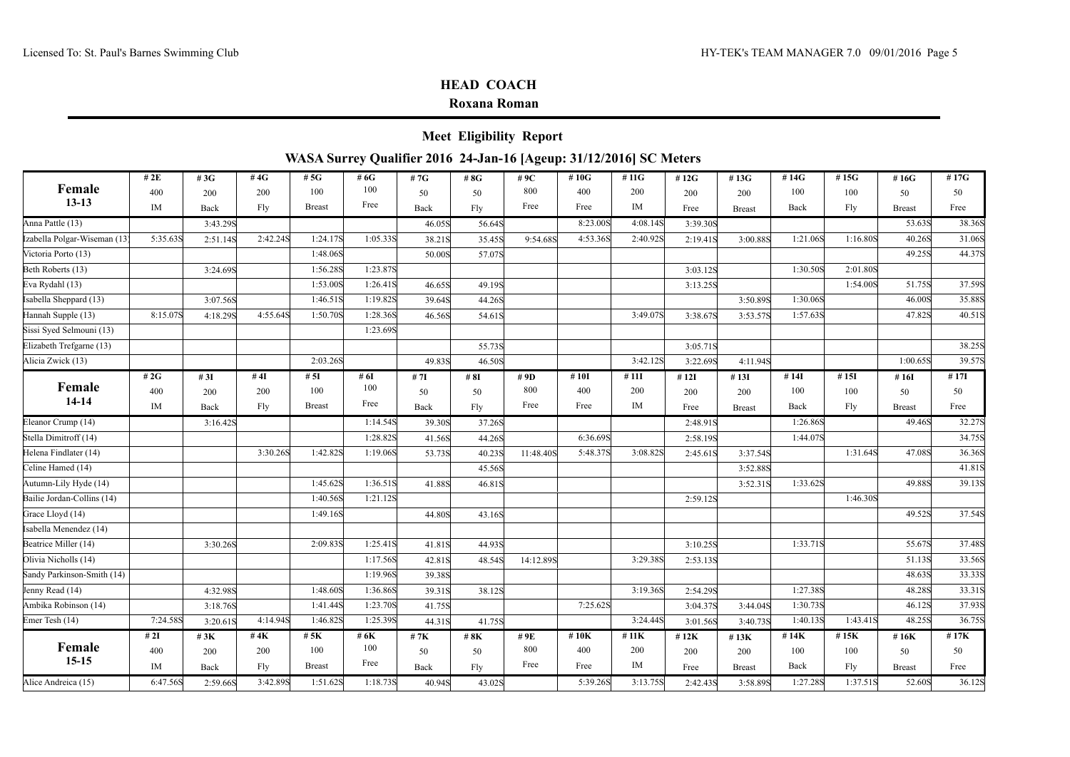## HEAD COACH

**Roxana Roman**

### Meet Eligibility Report

### WASA Surrey Qualifier 2016 24-Jan-16 [Ageup: 31/12/2016] SC Meters

| Female 13-13 | #2E 400 IM | #3G 200 Back | #4G 200 Fly | #5G 100 Breast | #6G 100 Free | #7G 50 Back | #8G 50 Fly | #9C 800 Free | #10G 400 Free | #11G 200 IM | #12G 200 Free | #13G 200 Breast | #14G 100 Back | #15G 100 Fly | #16G 50 Breast | #17G 50 Free |
|---|---|---|---|---|---|---|---|---|---|---|---|---|---|---|---|---|
| Anna Pattle (13) | | 3:43.29S | | | | 46.05S | 56.64S | | 8:23.00S | 4:08.14S | 3:39.30S | | | | 53.63S | 38.36S |
| Izabella Polgar-Wiseman (13) | 5:35.63S | 2:51.14S | 2:42.24S | 1:24.17S | 1:05.33S | 38.21S | 35.45S | 9:54.68S | 4:53.36S | 2:40.92S | 2:19.41S | 3:00.88S | 1:21.06S | 1:16.80S | 40.26S | 31.06S |
| Victoria Porto (13) | | | | 1:48.06S | | 50.00S | 57.07S | | | | | | | | 49.25S | 44.37S |
| Beth Roberts (13) | | 3:24.69S | | 1:56.28S | 1:23.87S | | | | | | 3:03.12S | | 1:30.50S | 2:01.80S | | |
| Eva Rydahl (13) | | | | 1:53.00S | 1:26.41S | 46.65S | 49.19S | | | | 3:13.25S | | | 1:54.00S | 51.75S | 37.59S |
| Isabella Sheppard (13) | | 3:07.56S | | 1:46.51S | 1:19.82S | 39.64S | 44.26S | | | | | 3:50.89S | 1:30.06S | | 46.00S | 35.88S |
| Hannah Supple (13) | 8:15.07S | 4:18.29S | 4:55.64S | 1:50.70S | 1:28.36S | 46.56S | 54.61S | | | 3:49.07S | 3:38.67S | 3:53.57S | 1:57.63S | | 47.82S | 40.51S |
| Sissi Syed Selmouni (13) | | | | | 1:23.69S | | | | | | | | | | | |
| Elizabeth Trefgarne (13) | | | | | | | 55.73S | | | | 3:05.71S | | | | | 38.25S |
| Alicia Zwick (13) | | | | 2:03.26S | | 49.83S | 46.50S | | | 3:42.12S | 3:22.69S | 4:11.94S | | | 1:00.65S | 39.57S |
| **Female 14-14** | **#2G 400 IM** | **#3I 200 Back** | **#4I 200 Fly** | **#5I 100 Breast** | **#6I 100 Free** | **#7I 50 Back** | **#8I 50 Fly** | **#9D 800 Free** | **#10I 400 Free** | **#11I 200 IM** | **#12I 200 Free** | **#13I 200 Breast** | **#14I 100 Back** | **#15I 100 Fly** | **#16I 50 Breast** | **#17I 50 Free** |
| Eleanor Crump (14) | | 3:16.42S | | | 1:14.54S | 39.30S | 37.26S | | | | 2:48.91S | | 1:26.86S | | 49.46S | 32.27S |
| Stella Dimitroff (14) | | | | | 1:28.82S | 41.56S | 44.26S | | 6:36.69S | | 2:58.19S | | 1:44.07S | | | 34.75S |
| Helena Findlater (14) | | | 3:30.26S | 1:42.82S | 1:19.06S | 53.73S | 40.23S | 11:48.40S | 5:48.37S | 3:08.82S | 2:45.61S | 3:37.54S | | 1:31.64S | 47.08S | 36.36S |
| Celine Hamed (14) | | | | | | | 45.56S | | | | | 3:52.88S | | | | 41.81S |
| Autumn-Lily Hyde (14) | | | | 1:45.62S | 1:36.51S | 41.88S | 46.81S | | | | | 3:52.31S | 1:33.62S | | 49.88S | 39.13S |
| Bailie Jordan-Collins (14) | | | | 1:40.56S | 1:21.12S | | | | | | 2:59.12S | | | 1:46.30S | | |
| Grace Lloyd (14) | | | | 1:49.16S | | 44.80S | 43.16S | | | | | | | | 49.52S | 37.54S |
| Isabella Menendez (14) | | | | | | | | | | | | | | | | |
| Beatrice Miller (14) | | 3:30.26S | | 2:09.83S | 1:25.41S | 41.81S | 44.93S | | | | 3:10.25S | | 1:33.71S | | 55.67S | 37.48S |
| Olivia Nicholls (14) | | | | | 1:17.56S | 42.81S | 48.54S | 14:12.89S | | 3:29.38S | 2:53.13S | | | | 51.13S | 33.56S |
| Sandy Parkinson-Smith (14) | | | | | 1:19.96S | 39.38S | | | | | | | | | 48.63S | 33.33S |
| Jenny Read (14) | | 4:32.98S | | 1:48.60S | 1:36.86S | 39.31S | 38.12S | | | 3:19.36S | 2:54.29S | | 1:27.38S | | 48.28S | 33.31S |
| Ambika Robinson (14) | | 3:18.76S | | 1:41.44S | 1:23.70S | 41.75S | | | 7:25.62S | | 3:04.37S | 3:44.04S | 1:30.73S | | 46.12S | 37.93S |
| Emer Tesh (14) | 7:24.58S | 3:20.61S | 4:14.94S | 1:46.82S | 1:25.39S | 44.31S | 41.75S | | | 3:24.44S | 3:01.56S | 3:40.73S | 1:40.13S | 1:43.41S | 48.25S | 36.75S |
| **Female 15-15** | **#2I 400 IM** | **#3K 200 Back** | **#4K 200 Fly** | **#5K 100 Breast** | **#6K 100 Free** | **#7K 50 Back** | **#8K 50 Fly** | **#9E 800 Free** | **#10K 400 Free** | **#11K 200 IM** | **#12K 200 Free** | **#13K 200 Breast** | **#14K 100 Back** | **#15K 100 Fly** | **#16K 50 Breast** | **#17K 50 Free** |
| Alice Andreica (15) | 6:47.56S | 2:59.66S | 3:42.89S | 1:51.62S | 1:18.73S | 40.94S | 43.02S | | 5:39.26S | 3:13.75S | 2:42.43S | 3:58.89S | 1:27.28S | 1:37.51S | 52.60S | 36.12S |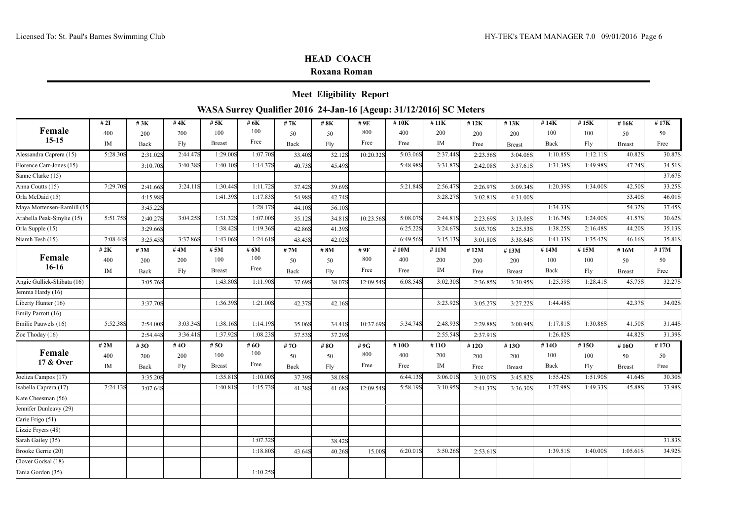## HEAD COACH

### Roxana Roman

## Meet Eligibility Report

### WASA Surrey Qualifier 2016 24-Jan-16 [Ageup: 31/12/2016] SC Meters

| Female 15-15 | #2I 400 IM | #3K 200 Back | #4K 200 Fly | #5K 100 Breast | #6K 100 Free | #7K 50 Back | #8K 50 Fly | #9E 800 Free | #10K 400 Free | #11K 200 IM | #12K 200 Free | #13K 200 Breast | #14K 100 Back | #15K 100 Fly | #16K 50 Breast | #17K 50 Free |
|---|---|---|---|---|---|---|---|---|---|---|---|---|---|---|---|---|
| Alessandra Caprera (15) | 5:28.30S | 2:31.02S | 2:44.47S | 1:29.00S | 1:07.70S | 33.40S | 32.12S | 10:20.32S | 5:03.06S | 2:37.44S | 2:23.56S | 3:04.06S | 1:10.85S | 1:12.11S | 40.82S | 30.87S |
| Florence Carr-Jones (15) | | 3:10.70S | 3:40.38S | 1:40.10S | 1:14.37S | 40.73S | 45.49S | | 5:48.98S | 3:31.87S | 2:42.08S | 3:37.61S | 1:31.38S | 1:49.98S | 47.24S | 34.51S |
| Sanne Clarke (15) | | | | | | | | | | | | | | | | 37.67S |
| Anna Coutts (15) | 7:29.70S | 2:41.66S | 3:24.11S | 1:30.44S | 1:11.72S | 37.42S | 39.69S | | 5:21.84S | 2:56.47S | 2:26.97S | 3:09.34S | 1:20.39S | 1:34.00S | 42.50S | 33.25S |
| Orla McDaid (15) | | 4:15.98S | | 1:41.39S | 1:17.83S | 54.98S | 42.74S | | | 3:28.27S | 3:02.81S | 4:31.00S | | | 53.40S | 46.01S |
| Maya Mortensen-Ramlill (15 | | 3:45.22S | | | 1:28.17S | 44.10S | 56.10S | | | | | | 1:34.33S | | 54.32S | 37.45S |
| Arabella Peak-Smylie (15) | 5:51.75S | 2:40.27S | 3:04.25S | 1:31.32S | 1:07.00S | 35.12S | 34.81S | 10:23.56S | 5:08.07S | 2:44.81S | 2:23.69S | 3:13.06S | 1:16.74S | 1:24.00S | 41.57S | 30.62S |
| Orla Supple (15) | | 3:29.66S | | 1:38.42S | 1:19.36S | 42.86S | 41.39S | | 6:25.22S | 3:24.67S | 3:03.70S | 3:25.53S | 1:38.25S | 2:16.48S | 44.20S | 35.13S |
| Niamh Tesh (15) | 7:08.44S | 3:25.45S | 3:37.86S | 1:43.06S | 1:24.61S | 43.45S | 42.02S | | 6:49.56S | 3:15.13S | 3:01.80S | 3:38.64S | 1:41.33S | 1:35.42S | 46.16S | 35.81S |
| **Female 16-16** | **#2K 400 IM** | **#3M 200 Back** | **#4M 200 Fly** | **#5M 100 Breast** | **#6M 100 Free** | **#7M 50 Back** | **#8M 50 Fly** | **#9F 800 Free** | **#10M 400 Free** | **#11M 200 IM** | **#12M 200 Free** | **#13M 200 Breast** | **#14M 100 Back** | **#15M 100 Fly** | **#16M 50 Breast** | **#17M 50 Free** |
| Angie Gullick-Shibata (16) | | 3:05.76S | | 1:43.80S | 1:11.90S | 37.69S | 38.07S | 12:09.54S | 6:08.54S | 3:02.30S | 2:36.85S | 3:30.95S | 1:25.59S | 1:28.41S | 45.75S | 32.27S |
| Jemma Hardy (16) | | | | | | | | | | | | | | | | |
| Liberty Hunter (16) | | 3:37.70S | | 1:36.39S | 1:21.00S | 42.37S | 42.16S | | | 3:23.92S | 3:05.27S | 3:27.22S | 1:44.48S | | 42.37S | 34.02S |
| Emily Parrott (16) | | | | | | | | | | | | | | | | |
| Emilie Pauwels (16) | 5:52.38S | 2:54.00S | 3:03.34S | 1:38.16S | 1:14.19S | 35.06S | 34.41S | 10:37.69S | 5:34.74S | 2:48.93S | 2:29.88S | 3:00.94S | 1:17.81S | 1:30.86S | 41.50S | 31.44S |
| Zoe Thoday (16) | | 2:54.44S | 3:36.41S | 1:37.92S | 1:08.23S | 37.53S | 37.29S | | | 2:55.54S | 2:37.91S | | 1:26.82S | | 44.82S | 31.39S |
| **Female 17 & Over** | **#2M 400 IM** | **#3O 200 Back** | **#4O 200 Fly** | **#5O 100 Breast** | **#6O 100 Free** | **#7O 50 Back** | **#8O 50 Fly** | **#9G 800 Free** | **#10O 400 Free** | **#11O 200 IM** | **#12O 200 Free** | **#13O 200 Breast** | **#14O 100 Back** | **#15O 100 Fly** | **#16O 50 Breast** | **#17O 50 Free** |
| Joeliza Campos (17) | | 3:35.20S | | 1:35.81S | 1:10.00S | 37.39S | 38.08S | | 6:44.13S | 3:06.01S | 3:10.07S | 3:45.82S | 1:55.42S | 1:51.90S | 41.64S | 30.30S |
| Isabella Caprera (17) | 7:24.13S | 3:07.64S | | 1:40.81S | 1:15.73S | 41.38S | 41.68S | 12:09.54S | 5:58.19S | 3:10.95S | 2:41.37S | 3:36.30S | 1:27.98S | 1:49.33S | 45.88S | 33.98S |
| Kate Cheesman (56) | | | | | | | | | | | | | | | | |
| Jennifer Dunleavy (29) | | | | | | | | | | | | | | | | |
| Carie Frigo (51) | | | | | | | | | | | | | | | | |
| Lizzie Fryers (48) | | | | | | | | | | | | | | | | |
| Sarah Gailey (35) | | | | | 1:07.32S | | 38.42S | | | | | | | | | 31.83S |
| Brooke Gerrie (20) | | | | | 1:18.80S | 43.64S | 40.26S | 15.00S | 6:20.01S | 3:50.26S | 2:53.61S | | 1:39.51S | 1:40.00S | 1:05.61S | 34.92S |
| Clover Godsal (18) | | | | | | | | | | | | | | | | |
| Tania Gordon (35) | | | | | 1:10.25S | | | | | | | | | | | |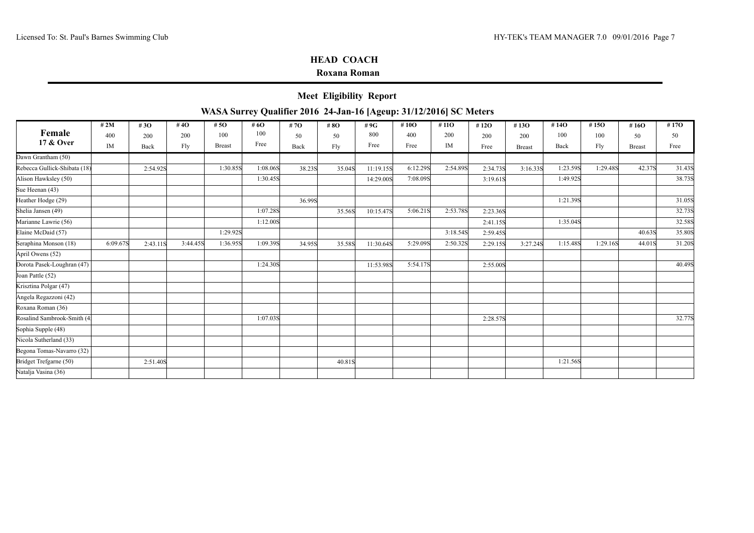## HEAD COACH

**Roxana Roman**

### Meet Eligibility Report

### WASA Surrey Qualifier 2016 24-Jan-16 [Ageup: 31/12/2016] SC Meters

| Female 17 & Over | #2M 400 IM | #3O 200 Back | #4O 200 Fly | #5O 100 Breast | #6O 100 Free | #7O 50 Back | #8O 50 Fly | #9G 800 Free | #10O 400 Free | #11O 200 IM | #12O 200 Free | #13O 200 Breast | #14O 100 Back | #15O 100 Fly | #16O 50 Breast | #17O 50 Free |
|---|---|---|---|---|---|---|---|---|---|---|---|---|---|---|---|---|
| Dawn Grantham (50) | | | | | | | | | | | | | | | | |
| Rebecca Gullick-Shibata (18) | | 2:54.92S | | 1:30.85S | 1:08.06S | 38.23S | 35.04S | 11:19.15S | 6:12.29S | 2:54.89S | 2:34.73S | 3:16.33S | 1:23.59S | 1:29.48S | 42.37S | 31.43S |
| Alison Hawksley (50) | | | | | 1:30.45S | | | 14:29.00S | 7:08.09S | | 3:19.61S | | 1:49.92S | | | 38.73S |
| Sue Heenan (43) | | | | | | | | | | | | | | | | |
| Heather Hodge (29) | | | | | | 36.99S | | | | | | | 1:21.39S | | | 31.05S |
| Shelia Jansen (49) | | | | | 1:07.28S | | 35.56S | 10:15.47S | 5:06.21S | 2:53.78S | 2:23.36S | | | | | 32.73S |
| Marianne Lawrie (56) | | | | | 1:12.00S | | | | | | 2:41.15S | | 1:35.04S | | | 32.58S |
| Elaine McDaid (57) | | | | 1:29.92S | | | | | | 3:18.54S | 2:59.45S | | | | 40.63S | 35.80S |
| Seraphina Monson (18) | 6:09.67S | 2:43.11S | 3:44.45S | 1:36.95S | 1:09.39S | 34.95S | 35.58S | 11:30.64S | 5:29.09S | 2:50.32S | 2:29.15S | 3:27.24S | 1:15.48S | 1:29.16S | 44.01S | 31.20S |
| April Owens (52) | | | | | | | | | | | | | | | | |
| Dorota Pasek-Loughran (47) | | | | | 1:24.30S | | | 11:53.98S | 5:54.17S | | 2:55.00S | | | | | 40.49S |
| Joan Pattle (52) | | | | | | | | | | | | | | | | |
| Krisztina Polgar (47) | | | | | | | | | | | | | | | | |
| Angela Regazzoni (42) | | | | | | | | | | | | | | | | |
| Roxana Roman (36) | | | | | | | | | | | | | | | | |
| Rosalind Sambrook-Smith (4 | | | | | 1:07.03S | | | | | | 2:28.57S | | | | | 32.77S |
| Sophia Supple (48) | | | | | | | | | | | | | | | | |
| Nicola Sutherland (33) | | | | | | | | | | | | | | | | |
| Begona Tomas-Navarro (32) | | | | | | | | | | | | | | | | |
| Bridget Trefgarne (50) | | 2:51.40S | | | | | 40.81S | | | | | | 1:21.56S | | | |
| Natalja Vasina (36) | | | | | | | | | | | | | | | | |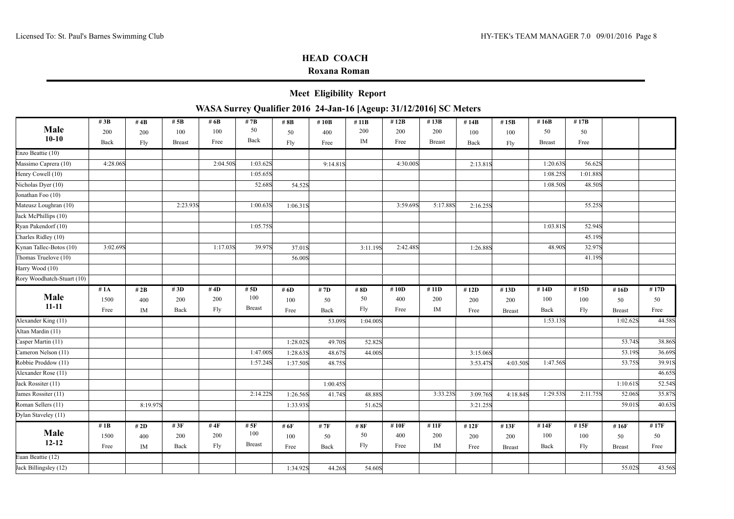**HEAD COACH**

**Roxana Roman**

## Meet Eligibility Report

### WASA Surrey Qualifier 2016 24-Jan-16 [Ageup: 31/12/2016] SC Meters

| Male 10-10 | #3B 200 Back | #4B 200 Fly | #5B 100 Breast | #6B 100 Free | #7B 50 Back | #8B 50 Fly | #10B 400 Free | #11B 200 IM | #12B 200 Free | #13B 200 Breast | #14B 100 Back | #15B 100 Fly | #16B 50 Breast | #17B 50 Free |
|---|---|---|---|---|---|---|---|---|---|---|---|---|---|---|
| Enzo Beattie (10) | | | | | | | | | | | | | | |
| Massimo Caprera (10) | 4:28.06S | | | 2:04.50S | 1:03.62S | | 9:14.81S | | 4:30.00S | | 2:13.81S | | 1:20.63S | 56.62S |
| Henry Cowell (10) | | | | | 1:05.65S | | | | | | | | 1:08.25S | 1:01.88S |
| Nicholas Dyer (10) | | | | | 52.68S | 54.52S | | | | | | | 1:08.50S | 48.50S |
| Jonathan Foo (10) | | | | | | | | | | | | | | |
| Mateusz Loughran (10) | | | 2:23.93S | | 1:00.63S | 1:06.31S | | | 3:59.69S | 5:17.88S | 2:16.25S | | | 55.25S |
| Jack McPhillips (10) | | | | | | | | | | | | | | |
| Ryan Pakendorf (10) | | | | | 1:05.75S | | | | | | | | 1:03.81S | 52.94S |
| Charles Ridley (10) | | | | | | | | | | | | | | 45.19S |
| Kynan Tallec-Botos (10) | 3:02.69S | | | 1:17.03S | 39.97S | 37.01S | | 3:11.19S | 2:42.48S | | 1:26.88S | | 48.90S | 32.97S |
| Thomas Truelove (10) | | | | | | 56.00S | | | | | | | | 41.19S |
| Harry Wood (10) | | | | | | | | | | | | | | |
| Rory Woodhatch-Stuart (10) | | | | | | | | | | | | | | |

| Male 11-11 | #1A 1500 Free | #2B 400 IM | #3D 200 Back | #4D 200 Fly | #5D 100 Breast | #6D 100 Free | #7D 50 Back | #8D 50 Fly | #10D 400 Free | #11D 200 IM | #12D 200 Free | #13D 200 Breast | #14D 100 Back | #15D 100 Fly | #16D 50 Breast | #17D 50 Free |
|---|---|---|---|---|---|---|---|---|---|---|---|---|---|---|---|---|
| Alexander King (11) | | | | | | | 53.09S | 1:04.00S | | | | | 1:53.13S | | 1:02.62S | 44.58S |
| Altan Mardin (11) | | | | | | | | | | | | | | | | |
| Casper Martin (11) | | | | | | 1:28.02S | 49.70S | 52.82S | | | | | | | 53.74S | 38.86S |
| Cameron Nelson (11) | | | | | 1:47.00S | 1:28.63S | 48.67S | 44.00S | | | 3:15.06S | | | | 53.19S | 36.69S |
| Robbie Proddow (11) | | | | | 1:57.24S | 1:37.50S | 48.75S | | | | 3:53.47S | 4:03.50S | 1:47.56S | | 53.75S | 39.91S |
| Alexander Rose (11) | | | | | | | | | | | | | | | | 46.65S |
| Jack Rossiter (11) | | | | | | | 1:00.45S | | | | | | | | 1:10.61S | 52.54S |
| James Rossiter (11) | | | | | 2:14.22S | 1:26.56S | 41.74S | 48.88S | | 3:33.23S | 3:09.76S | 4:18.84S | 1:29.53S | 2:11.75S | 52.06S | 35.87S |
| Roman Sellers (11) | | 8:19.97S | | | | 1:33.93S | | 51.62S | | | 3:21.25S | | | | 59.01S | 40.63S |
| Dylan Staveley (11) | | | | | | | | | | | | | | | | |

| Male 12-12 | #1B 1500 Free | #2D 400 IM | #3F 200 Back | #4F 200 Fly | #5F 100 Breast | #6F 100 Free | #7F 50 Back | #8F 50 Fly | #10F 400 Free | #11F 200 IM | #12F 200 Free | #13F 200 Breast | #14F 100 Back | #15F 100 Fly | #16F 50 Breast | #17F 50 Free |
|---|---|---|---|---|---|---|---|---|---|---|---|---|---|---|---|---|
| Euan Beattie (12) | | | | | | | | | | | | | | | | |
| Jack Billingsley (12) | | | | | | 1:34.92S | 44.26S | 54.60S | | | | | | | 55.02S | 43.56S |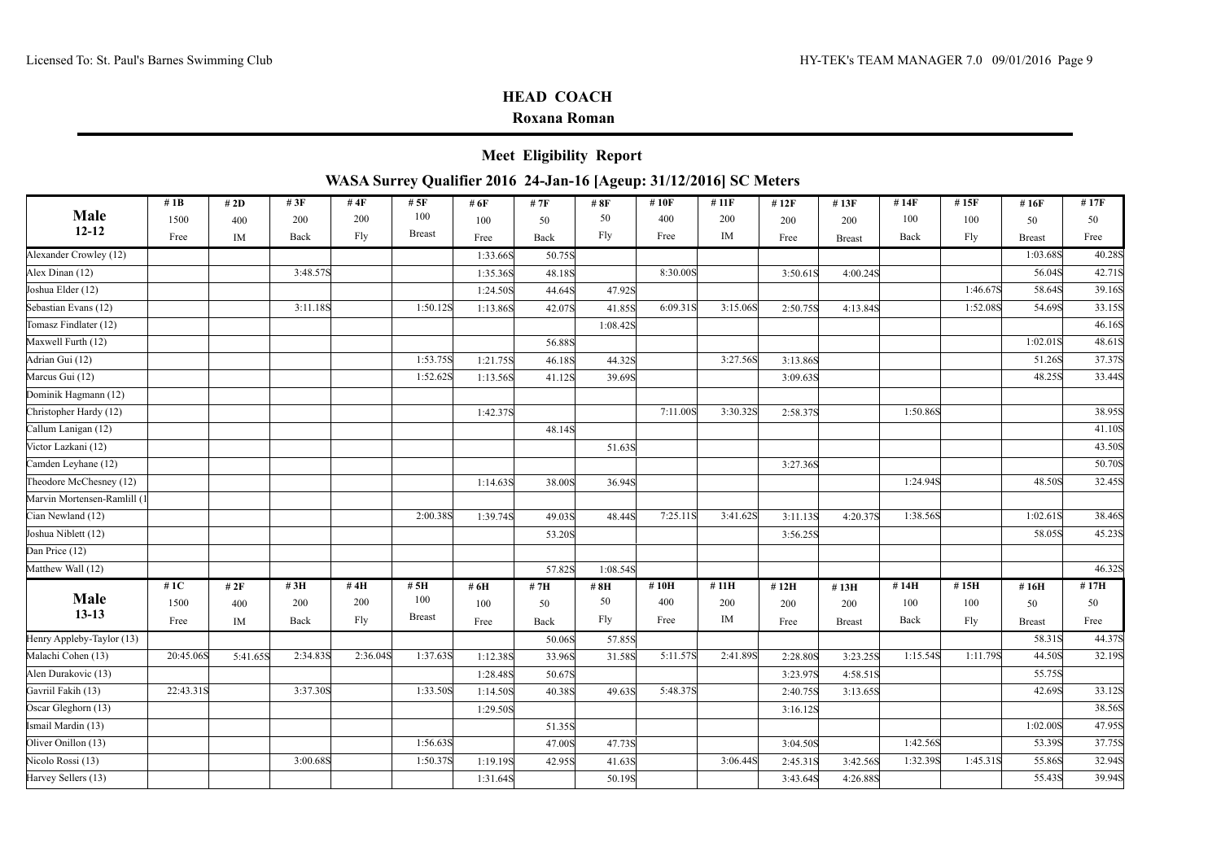**HEAD COACH**

**Roxana Roman**

## Meet Eligibility Report

### WASA Surrey Qualifier 2016 24-Jan-16 [Ageup: 31/12/2016] SC Meters

| Male 12-12 | # 1B 1500 Free | # 2D 400 IM | # 3F 200 Back | # 4F 200 Fly | # 5F 100 Breast | # 6F 100 Free | # 7F 50 Back | # 8F 50 Fly | # 10F 400 Free | # 11F 200 IM | # 12F 200 Free | # 13F 200 Breast | # 14F 100 Back | # 15F 100 Fly | # 16F 50 Breast | # 17F 50 Free |
|---|---|---|---|---|---|---|---|---|---|---|---|---|---|---|---|---|
| Alexander Crowley (12) | | | | | | 1:33.66S | 50.75S | | | | | | | | 1:03.68S | 40.28S |
| Alex Dinan (12) | | | 3:48.57S | | | 1:35.36S | 48.18S | | 8:30.00S | | 3:50.61S | 4:00.24S | | | 56.04S | 42.71S |
| Joshua Elder (12) | | | | | | 1:24.50S | 44.64S | 47.92S | | | | | | 1:46.67S | 58.64S | 39.16S |
| Sebastian Evans (12) | | | 3:11.18S | | 1:50.12S | 1:13.86S | 42.07S | 41.85S | 6:09.31S | 3:15.06S | 2:50.75S | 4:13.84S | | 1:52.08S | 54.69S | 33.15S |
| Tomasz Findlater (12) | | | | | | | | 1:08.42S | | | | | | | | 46.16S |
| Maxwell Furth (12) | | | | | | | 56.88S | | | | | | | | 1:02.01S | 48.61S |
| Adrian Gui (12) | | | | | 1:53.75S | 1:21.75S | 46.18S | 44.32S | | 3:27.56S | 3:13.86S | | | | 51.26S | 37.37S |
| Marcus Gui (12) | | | | | 1:52.62S | 1:13.56S | 41.12S | 39.69S | | | 3:09.63S | | | | 48.25S | 33.44S |
| Dominik Hagmann (12) | | | | | | | | | | | | | | | | |
| Christopher Hardy (12) | | | | | | 1:42.37S | | | 7:11.00S | 3:30.32S | 2:58.37S | | 1:50.86S | | | 38.95S |
| Callum Lanigan (12) | | | | | | | 48.14S | | | | | | | | | 41.10S |
| Victor Lazkani (12) | | | | | | | | 51.63S | | | | | | | | 43.50S |
| Camden Leyhane (12) | | | | | | | | | | | 3:27.36S | | | | | 50.70S |
| Theodore McChesney (12) | | | | | | 1:14.63S | 38.00S | 36.94S | | | | | 1:24.94S | | 48.50S | 32.45S |
| Marvin Mortensen-Ramlill (1 | | | | | | | | | | | | | | | | |
| Cian Newland (12) | | | | | 2:00.38S | 1:39.74S | 49.03S | 48.44S | 7:25.11S | 3:41.62S | 3:11.13S | 4:20.37S | 1:38.56S | | 1:02.61S | 38.46S |
| Joshua Niblett (12) | | | | | | | 53.20S | | | | 3:56.25S | | | | 58.05S | 45.23S |
| Dan Price (12) | | | | | | | | | | | | | | | | |
| Matthew Wall (12) | | | | | | | 57.82S | 1:08.54S | | | | | | | | 46.32S |

| Male 13-13 | # 1C 1500 Free | # 2F 400 IM | # 3H 200 Back | # 4H 200 Fly | # 5H 100 Breast | # 6H 100 Free | # 7H 50 Back | # 8H 50 Fly | # 10H 400 Free | # 11H 200 IM | # 12H 200 Free | # 13H 200 Breast | # 14H 100 Back | # 15H 100 Fly | # 16H 50 Breast | # 17H 50 Free |
|---|---|---|---|---|---|---|---|---|---|---|---|---|---|---|---|---|
| Henry Appleby-Taylor (13) | | | | | | | 50.06S | 57.85S | | | | | | | 58.31S | 44.37S |
| Malachi Cohen (13) | 20:45.06S | 5:41.65S | 2:34.83S | 2:36.04S | 1:37.63S | 1:12.38S | 33.96S | 31.58S | 5:11.57S | 2:41.89S | 2:28.80S | 3:23.25S | 1:15.54S | 1:11.79S | 44.50S | 32.19S |
| Alen Durakovic (13) | | | | | | 1:28.48S | 50.67S | | | | 3:23.97S | 4:58.51S | | | 55.75S | |
| Gavriil Fakih (13) | 22:43.31S | | 3:37.30S | | 1:33.50S | 1:14.50S | 40.38S | 49.63S | 5:48.37S | | 2:40.75S | 3:13.65S | | | 42.69S | 33.12S |
| Oscar Gleghorn (13) | | | | | | 1:29.50S | | | | | 3:16.12S | | | | | 38.56S |
| Ismail Mardin (13) | | | | | | | 51.35S | | | | | | | | 1:02.00S | 47.95S |
| Oliver Onillon (13) | | | | | 1:56.63S | | 47.00S | 47.73S | | | 3:04.50S | | 1:42.56S | | 53.39S | 37.75S |
| Nicolo Rossi (13) | | | 3:00.68S | | 1:50.37S | 1:19.19S | 42.95S | 41.63S | | 3:06.44S | 2:45.31S | 3:42.56S | 1:32.39S | 1:45.31S | 55.86S | 32.94S |
| Harvey Sellers (13) | | | | | | 1:31.64S | | 50.19S | | | 3:43.64S | 4:26.88S | | | 55.43S | 39.94S |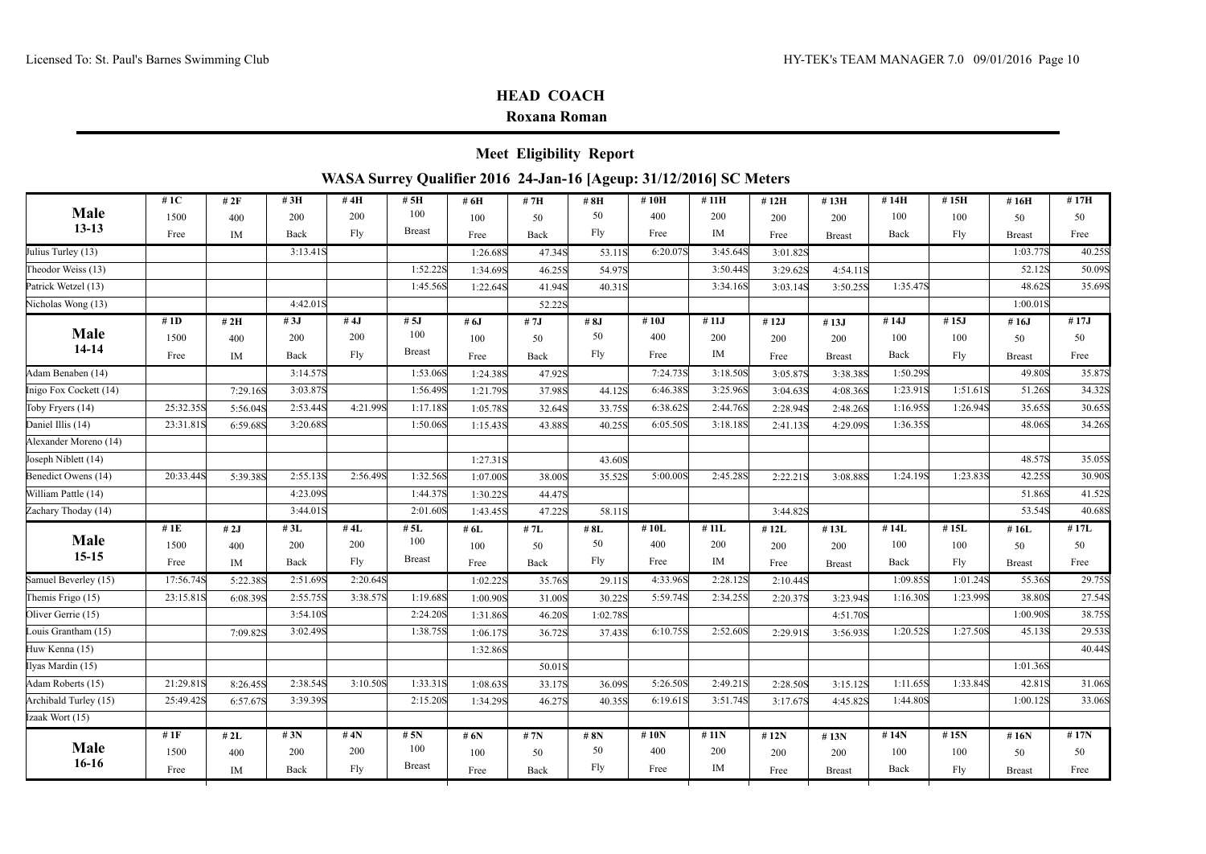## HEAD COACH

**Roxana Roman**

## Meet Eligibility Report

### WASA Surrey Qualifier 2016 24-Jan-16 [Ageup: 31/12/2016] SC Meters

| **Male 13-13** | #1C 1500 Free | #2F 400 IM | #3H 200 Back | #4H 200 Fly | #5H 100 Breast | #6H 100 Free | #7H 50 Back | #8H 50 Fly | #10H 400 Free | #11H 200 IM | #12H 200 Free | #13H 200 Breast | #14H 100 Back | #15H 100 Fly | #16H 50 Breast | #17H 50 Free |
|---|---|---|---|---|---|---|---|---|---|---|---|---|---|---|---|---|
| Julius Turley (13) | | | 3:13.41S | | | 1:26.68S | 47.34S | 53.11S | 6:20.07S | 3:45.64S | 3:01.82S | | | | 1:03.77S | 40.25S |
| Theodor Weiss (13) | | | | | 1:52.22S | 1:34.69S | 46.25S | 54.97S | | 3:50.44S | 3:29.62S | 4:54.11S | | | 52.12S | 50.09S |
| Patrick Wetzel (13) | | | | | 1:45.56S | 1:22.64S | 41.94S | 40.31S | | 3:34.16S | 3:03.14S | 3:50.25S | 1:35.47S | | 48.62S | 35.69S |
| Nicholas Wong (13) | | | 4:42.01S | | | | 52.22S | | | | | | | | 1:00.01S | |
| **Male 14-14** | #1D 1500 Free | #2H 400 IM | #3J 200 Back | #4J 200 Fly | #5J 100 Breast | #6J 100 Free | #7J 50 Back | #8J 50 Fly | #10J 400 Free | #11J 200 IM | #12J 200 Free | #13J 200 Breast | #14J 100 Back | #15J 100 Fly | #16J 50 Breast | #17J 50 Free |
| Adam Benaben (14) | | | 3:14.57S | | 1:53.06S | 1:24.38S | 47.92S | | 7:24.73S | 3:18.50S | 3:05.87S | 3:38.38S | 1:50.29S | | 49.80S | 35.87S |
| Inigo Fox Cockett (14) | | 7:29.16S | 3:03.87S | | 1:56.49S | 1:21.79S | 37.98S | 44.12S | 6:46.38S | 3:25.96S | 3:04.63S | 4:08.36S | 1:23.91S | 1:51.61S | 51.26S | 34.32S |
| Toby Fryers (14) | 25:32.35S | 5:56.04S | 2:53.44S | 4:21.99S | 1:17.18S | 1:05.78S | 32.64S | 33.75S | 6:38.62S | 2:44.76S | 2:28.94S | 2:48.26S | 1:16.95S | 1:26.94S | 35.65S | 30.65S |
| Daniel Illis (14) | 23:31.81S | 6:59.68S | 3:20.68S | | 1:50.06S | 1:15.43S | 43.88S | 40.25S | 6:05.50S | 3:18.18S | 2:41.13S | 4:29.09S | 1:36.35S | | 48.06S | 34.26S |
| Alexander Moreno (14) | | | | | | | | | | | | | | | | |
| Joseph Niblett (14) | | | | | | 1:27.31S | | 43.60S | | | | | | | 48.57S | 35.05S |
| Benedict Owens (14) | 20:33.44S | 5:39.38S | 2:55.13S | 2:56.49S | 1:32.56S | 1:07.00S | 38.00S | 35.52S | 5:00.00S | 2:45.28S | 2:22.21S | 3:08.88S | 1:24.19S | 1:23.83S | 42.25S | 30.90S |
| William Pattle (14) | | | 4:23.09S | | 1:44.37S | 1:30.22S | 44.47S | | | | | | | | 51.86S | 41.52S |
| Zachary Thoday (14) | | | 3:44.01S | | 2:01.60S | 1:43.45S | 47.22S | 58.11S | | | 3:44.82S | | | | 53.54S | 40.68S |
| **Male 15-15** | #1E 1500 Free | #2J 400 IM | #3L 200 Back | #4L 200 Fly | #5L 100 Breast | #6L 100 Free | #7L 50 Back | #8L 50 Fly | #10L 400 Free | #11L 200 IM | #12L 200 Free | #13L 200 Breast | #14L 100 Back | #15L 100 Fly | #16L 50 Breast | #17L 50 Free |
| Samuel Beverley (15) | 17:56.74S | 5:22.38S | 2:51.69S | 2:20.64S | | 1:02.22S | 35.76S | 29.11S | 4:33.96S | 2:28.12S | 2:10.44S | | 1:09.85S | 1:01.24S | 55.36S | 29.75S |
| Themis Frigo (15) | 23:15.81S | 6:08.39S | 2:55.75S | 3:38.57S | 1:19.68S | 1:00.90S | 31.00S | 30.22S | 5:59.74S | 2:34.25S | 2:20.37S | 3:23.94S | 1:16.30S | 1:23.99S | 38.80S | 27.54S |
| Oliver Gerrie (15) | | | 3:54.10S | | 2:24.20S | 1:31.86S | 46.20S | 1:02.78S | | | | 4:51.70S | | | 1:00.90S | 38.75S |
| Louis Grantham (15) | | 7:09.82S | 3:02.49S | | 1:38.75S | 1:06.17S | 36.72S | 37.43S | 6:10.75S | 2:52.60S | 2:29.91S | 3:56.93S | 1:20.52S | 1:27.50S | 45.13S | 29.53S |
| Huw Kenna (15) | | | | | | 1:32.86S | | | | | | | | | | 40.44S |
| Ilyas Mardin (15) | | | | | | | 50.01S | | | | | | | | 1:01.36S | |
| Adam Roberts (15) | 21:29.81S | 8:26.45S | 2:38.54S | 3:10.50S | 1:33.31S | 1:08.63S | 33.17S | 36.09S | 5:26.50S | 2:49.21S | 2:28.50S | 3:15.12S | 1:11.65S | 1:33.84S | 42.81S | 31.06S |
| Archibald Turley (15) | 25:49.42S | 6:57.67S | 3:39.39S | | 2:15.20S | 1:34.29S | 46.27S | 40.35S | 6:19.61S | 3:51.74S | 3:17.67S | 4:45.82S | 1:44.80S | | 1:00.12S | 33.06S |
| Izaak Wort (15) | | | | | | | | | | | | | | | | |
| **Male 16-16** | #1F 1500 Free | #2L 400 IM | #3N 200 Back | #4N 200 Fly | #5N 100 Breast | #6N 100 Free | #7N 50 Back | #8N 50 Fly | #10N 400 Free | #11N 200 IM | #12N 200 Free | #13N 200 Breast | #14N 100 Back | #15N 100 Fly | #16N 50 Breast | #17N 50 Free |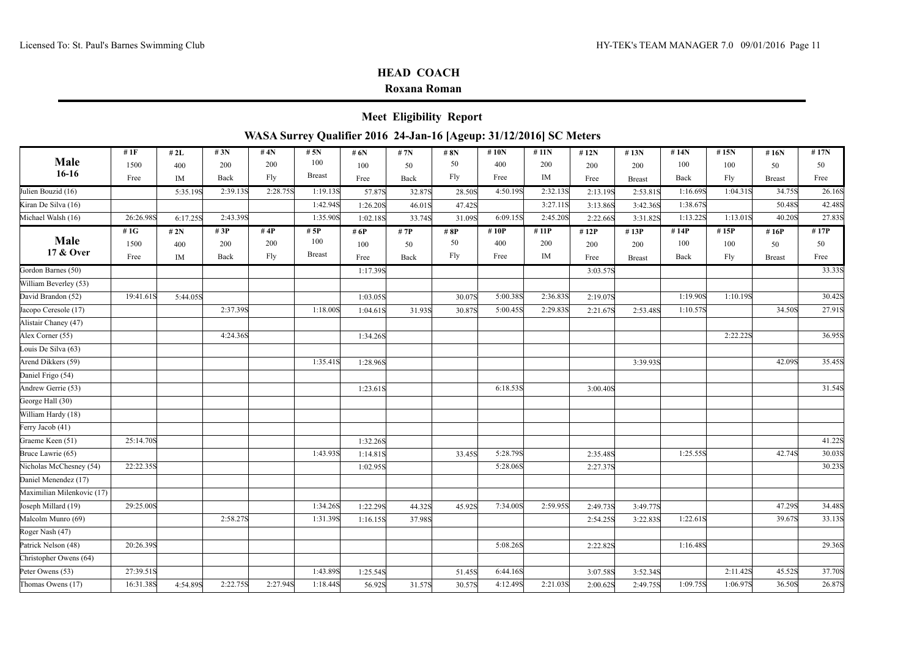## HEAD COACH

**Roxana Roman**

## Meet Eligibility Report

### WASA Surrey Qualifier 2016 24-Jan-16 [Ageup: 31/12/2016] SC Meters

| **Male 16-16** | #1F 1500 Free | #2L 400 IM | #3N 200 Back | #4N 200 Fly | #5N 100 Breast | #6N 100 Free | #7N 50 Back | #8N 50 Fly | #10N 400 Free | #11N 200 IM | #12N 200 Free | #13N 200 Breast | #14N 100 Back | #15N 100 Fly | #16N 50 Breast | #17N 50 Free |
|---|---|---|---|---|---|---|---|---|---|---|---|---|---|---|---|---|
| Julien Bouzid (16) | | 5:35.19S | 2:39.13S | 2:28.75S | 1:19.13S | 57.87S | 32.87S | 28.50S | 4:50.19S | 2:32.13S | 2:13.19S | 2:53.81S | 1:16.69S | 1:04.31S | 34.75S | 26.16S |
| Kiran De Silva (16) | | | | | 1:42.94S | 1:26.20S | 46.01S | 47.42S | | 3:27.11S | 3:13.86S | 3:42.36S | 1:38.67S | | 50.48S | 42.48S |
| Michael Walsh (16) | 26:26.98S | 6:17.25S | 2:43.39S | | 1:35.90S | 1:02.18S | 33.74S | 31.09S | 6:09.15S | 2:45.20S | 2:22.66S | 3:31.82S | 1:13.22S | 1:13.01S | 40.20S | 27.83S |
| **Male 17 & Over** | #1G 1500 Free | #2N 400 IM | #3P 200 Back | #4P 200 Fly | #5P 100 Breast | #6P 100 Free | #7P 50 Back | #8P 50 Fly | #10P 400 Free | #11P 200 IM | #12P 200 Free | #13P 200 Breast | #14P 100 Back | #15P 100 Fly | #16P 50 Breast | #17P 50 Free |
| Gordon Barnes (50) | | | | | | 1:17.39S | | | | | 3:03.57S | | | | | 33.33S |
| William Beverley (53) | | | | | | | | | | | | | | | | |
| David Brandon (52) | 19:41.61S | 5:44.05S | | | | 1:03.05S | | 30.07S | 5:00.38S | 2:36.83S | 2:19.07S | | 1:19.90S | 1:10.19S | | 30.42S |
| Jacopo Ceresole (17) | | | 2:37.39S | | 1:18.00S | 1:04.61S | 31.93S | 30.87S | 5:00.45S | 2:29.83S | 2:21.67S | 2:53.48S | 1:10.57S | | 34.50S | 27.91S |
| Alistair Chaney (47) | | | | | | | | | | | | | | | | |
| Alex Corner (55) | | | 4:24.36S | | | 1:34.26S | | | | | | | | 2:22.22S | | 36.95S |
| Louis De Silva (63) | | | | | | | | | | | | | | | | |
| Arend Dikkers (59) | | | | | 1:35.41S | 1:28.96S | | | | | | 3:39.93S | | | 42.09S | 35.45S |
| Daniel Frigo (54) | | | | | | | | | | | | | | | | |
| Andrew Gerrie (53) | | | | | | 1:23.61S | | | 6:18.53S | | 3:00.40S | | | | | 31.54S |
| George Hall (30) | | | | | | | | | | | | | | | | |
| William Hardy (18) | | | | | | | | | | | | | | | | |
| Ferry Jacob (41) | | | | | | | | | | | | | | | | |
| Graeme Keen (51) | 25:14.70S | | | | | 1:32.26S | | | | | | | | | | 41.22S |
| Bruce Lawrie (65) | | | | | 1:43.93S | 1:14.81S | | 33.45S | 5:28.79S | | 2:35.48S | | 1:25.55S | | 42.74S | 30.03S |
| Nicholas McChesney (54) | 22:22.35S | | | | | 1:02.95S | | | 5:28.06S | | 2:27.37S | | | | | 30.23S |
| Daniel Menendez (17) | | | | | | | | | | | | | | | | |
| Maximilian Milenkovic (17) | | | | | | | | | | | | | | | | |
| Joseph Millard (19) | 29:25.00S | | | | 1:34.26S | 1:22.29S | 44.32S | 45.92S | 7:34.00S | 2:59.95S | 2:49.73S | 3:49.77S | | | 47.29S | 34.48S |
| Malcolm Munro (69) | | | 2:58.27S | | 1:31.39S | 1:16.15S | 37.98S | | | | 2:54.25S | 3:22.83S | 1:22.61S | | 39.67S | 33.13S |
| Roger Nash (47) | | | | | | | | | | | | | | | | |
| Patrick Nelson (48) | 20:26.39S | | | | | | | | 5:08.26S | | 2:22.82S | | 1:16.48S | | | 29.36S |
| Christopher Owens (64) | | | | | | | | | | | | | | | | |
| Peter Owens (53) | 27:39.51S | | | | 1:43.89S | 1:25.54S | | 51.45S | 6:44.16S | | 3:07.58S | 3:52.34S | | 2:11.42S | 45.52S | 37.70S |
| Thomas Owens (17) | 16:31.38S | 4:54.89S | 2:22.75S | 2:27.94S | 1:18.44S | 56.92S | 31.57S | 30.57S | 4:12.49S | 2:21.03S | 2:00.62S | 2:49.75S | 1:09.75S | 1:06.97S | 36.50S | 26.87S |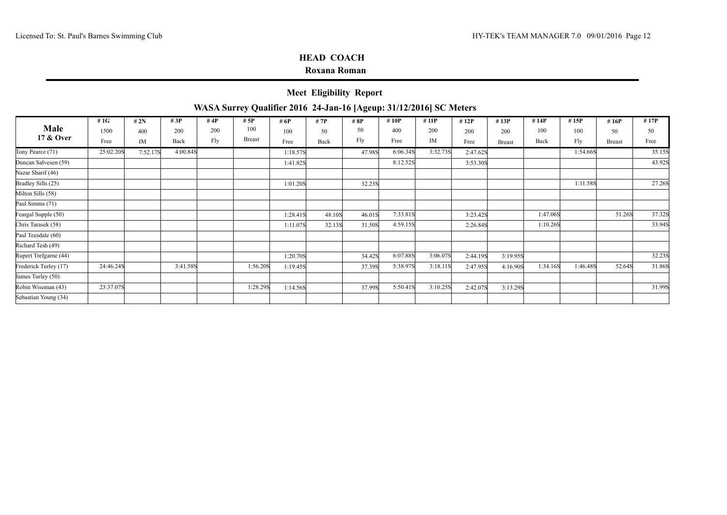## HEAD COACH

**Roxana Roman**

## Meet Eligibility Report

### WASA Surrey Qualifier 2016 24-Jan-16 [Ageup: 31/12/2016] SC Meters

| Male 17 & Over | #1G 1500 Free | #2N 400 IM | #3P 200 Back | #4P 200 Fly | #5P 100 Breast | #6P 100 Free | #7P 50 Back | #8P 50 Fly | #10P 400 Free | #11P 200 IM | #12P 200 Free | #13P 200 Breast | #14P 100 Back | #15P 100 Fly | #16P 50 Breast | #17P 50 Free |
|---|---|---|---|---|---|---|---|---|---|---|---|---|---|---|---|---|
| Tony Pearce (71) | 25:02.20S | 7:52.17S | 4:00.84S | | | 1:18.57S | | 47.98S | 6:06.34S | 3:32.73S | 2:47.62S | | | 1:54.66S | | 35.15S |
| Duncan Salvesen (59) | | | | | | 1:41.82S | | | 8:12.52S | | 3:53.30S | | | | | 43.92S |
| Nazar Sharif (46) | | | | | | | | | | | | | | | | |
| Bradley Sills (25) | | | | | | 1:01.20S | | 32.23S | | | | | | 1:11.58S | | 27.26S |
| Milton Sills (58) | | | | | | | | | | | | | | | | |
| Paul Simms (71) | | | | | | | | | | | | | | | | |
| Feargal Supple (50) | | | | | | 1:28.41S | 48.10S | 46.01S | 7:33.81S | | 3:23.42S | | 1:47.06S | | 51.26S | 37.32S |
| Chris Tarasek (58) | | | | | | 1:11.07S | 32.13S | 31.50S | 4:59.15S | | 2:26.84S | | 1:10.26S | | | 33.94S |
| Paul Teesdale (60) | | | | | | | | | | | | | | | | |
| Richard Tesh (49) | | | | | | | | | | | | | | | | |
| Rupert Trefgarne (44) | | | | | | 1:20.70S | | 34.42S | 6:07.88S | 3:06.07S | 2:44.19S | 3:19.95S | | | | 32.23S |
| Frederick Turley (17) | 24:46.24S | | 3:41.58S | | 1:56.20S | 1:19.45S | | 37.39S | 5:38.97S | 3:18.11S | 2:47.95S | 4:16.90S | 1:34.16S | 1:46.48S | 52.64S | 31.86S |
| James Turley (50) | | | | | | | | | | | | | | | | |
| Robin Wiseman (43) | 23:37.07S | | | | 1:28.29S | 1:14.56S | | 37.99S | 5:50.41S | 3:10.25S | 2:42.07S | 3:13.29S | | | | 31.99S |
| Sebastian Young (34) | | | | | | | | | | | | | | | | |